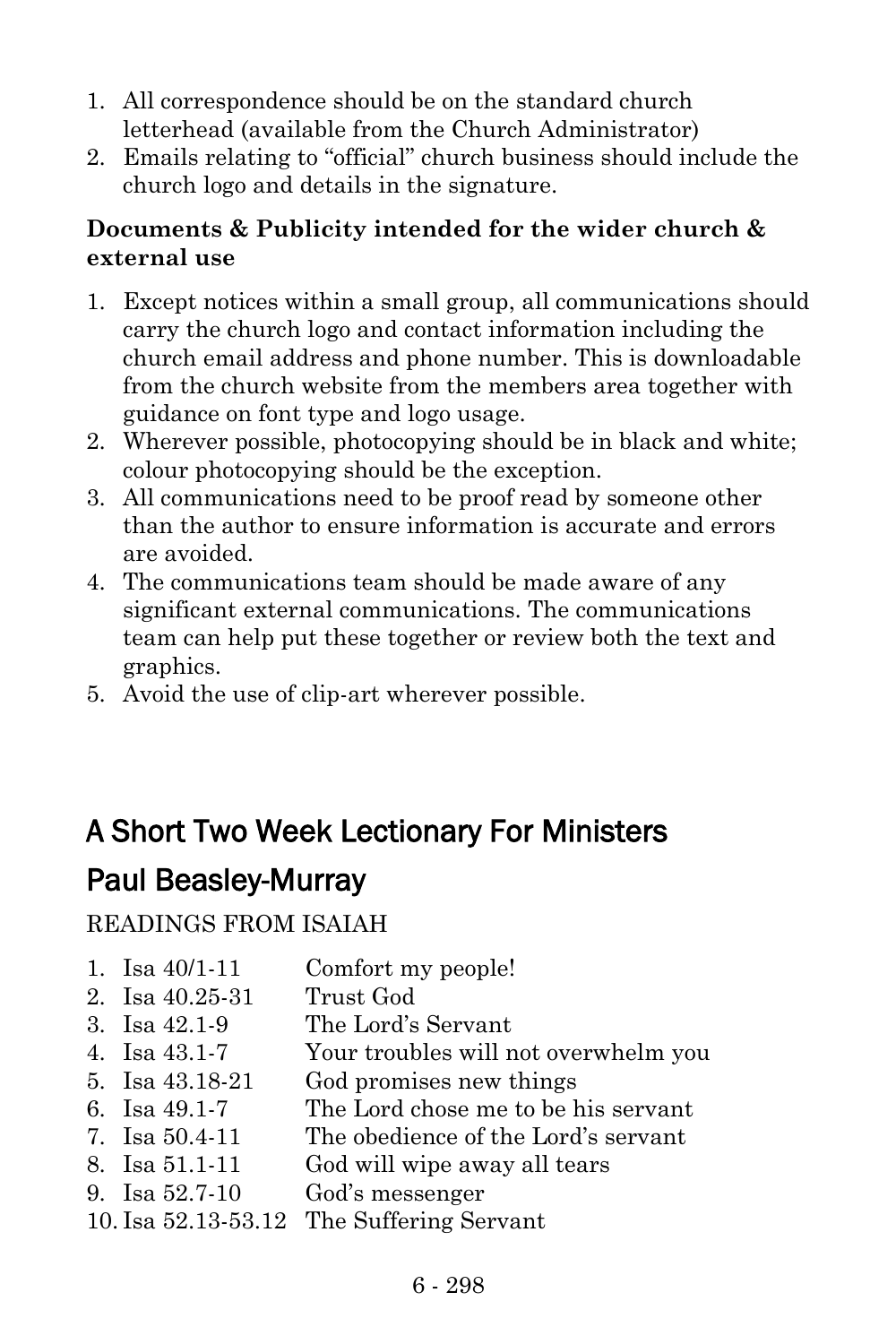1. All correspondence should be on the standard church letterhead (available from the Church Administrator)
2. Emails relating to "official" church business should include the church logo and details in the signature.

**Documents & Publicity intended for the wider church & external use**

1. Except notices within a small group, all communications should carry the church logo and contact information including the church email address and phone number. This is downloadable from the church website from the members area together with guidance on font type and logo usage.
2. Wherever possible, photocopying should be in black and white; colour photocopying should be the exception.
3. All communications need to be proof read by someone other than the author to ensure information is accurate and errors are avoided.
4. The communications team should be made aware of any significant external communications. The communications team can help put these together or review both the text and graphics.
5. Avoid the use of clip-art wherever possible.

## A Short Two Week Lectionary For Ministers

## Paul Beasley-Murray

READINGS FROM ISAIAH

1. Isa 40/1-11 Comfort my people!
2. Isa 40.25-31 Trust God
3. Isa 42.1-9 The Lord's Servant
4. Isa 43.1-7 Your troubles will not overwhelm you
5. Isa 43.18-21 God promises new things
6. Isa 49.1-7 The Lord chose me to be his servant
7. Isa 50.4-11 The obedience of the Lord's servant
8. Isa 51.1-11 God will wipe away all tears
9. Isa 52.7-10 God's messenger
10. Isa 52.13-53.12 The Suffering Servant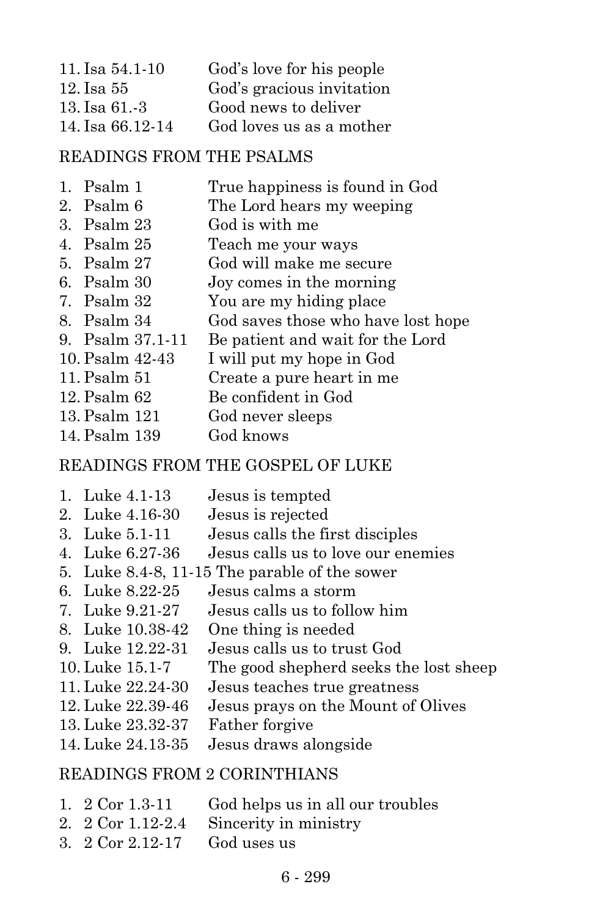11. Isa 54.1-10 God's love for his people
12. Isa 55 God's gracious invitation
13. Isa 61.-3 Good news to deliver
14. Isa 66.12-14 God loves us as a mother

READINGS FROM THE PSALMS

1. Psalm 1 True happiness is found in God
2. Psalm 6 The Lord hears my weeping
3. Psalm 23 God is with me
4. Psalm 25 Teach me your ways
5. Psalm 27 God will make me secure
6. Psalm 30 Joy comes in the morning
7. Psalm 32 You are my hiding place
8. Psalm 34 God saves those who have lost hope
9. Psalm 37.1-11 Be patient and wait for the Lord
10. Psalm 42-43 I will put my hope in God
11. Psalm 51 Create a pure heart in me
12. Psalm 62 Be confident in God
13. Psalm 121 God never sleeps
14. Psalm 139 God knows

READINGS FROM THE GOSPEL OF LUKE

1. Luke 4.1-13 Jesus is tempted
2. Luke 4.16-30 Jesus is rejected
3. Luke 5.1-11 Jesus calls the first disciples
4. Luke 6.27-36 Jesus calls us to love our enemies
5. Luke 8.4-8, 11-15 The parable of the sower
6. Luke 8.22-25 Jesus calms a storm
7. Luke 9.21-27 Jesus calls us to follow him
8. Luke 10.38-42 One thing is needed
9. Luke 12.22-31 Jesus calls us to trust God
10. Luke 15.1-7 The good shepherd seeks the lost sheep
11. Luke 22.24-30 Jesus teaches true greatness
12. Luke 22.39-46 Jesus prays on the Mount of Olives
13. Luke 23.32-37 Father forgive
14. Luke 24.13-35 Jesus draws alongside

READINGS FROM 2 CORINTHIANS

1. 2 Cor 1.3-11 God helps us in all our troubles
2. 2 Cor 1.12-2.4 Sincerity in ministry
3. 2 Cor 2.12-17 God uses us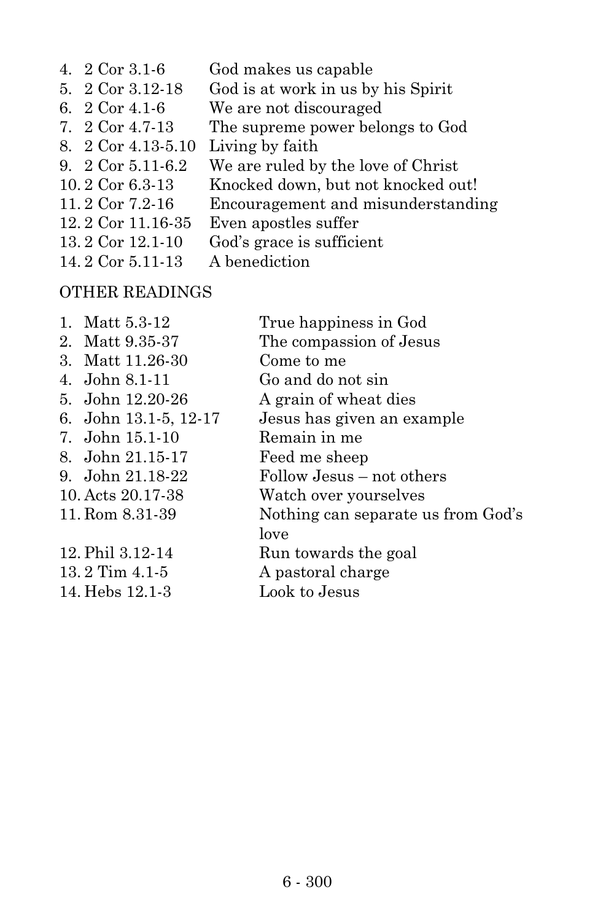4. 2 Cor 3.1-6 God makes us capable
5. 2 Cor 3.12-18 God is at work in us by his Spirit
6. 2 Cor 4.1-6 We are not discouraged
7. 2 Cor 4.7-13 The supreme power belongs to God
8. 2 Cor 4.13-5.10 Living by faith
9. 2 Cor 5.11-6.2 We are ruled by the love of Christ
10. 2 Cor 6.3-13 Knocked down, but not knocked out!
11. 2 Cor 7.2-16 Encouragement and misunderstanding
12. 2 Cor 11.16-35 Even apostles suffer
13. 2 Cor 12.1-10 God's grace is sufficient
14. 2 Cor 5.11-13 A benediction

OTHER READINGS

1. Matt 5.3-12 True happiness in God
2. Matt 9.35-37 The compassion of Jesus
3. Matt 11.26-30 Come to me
4. John 8.1-11 Go and do not sin
5. John 12.20-26 A grain of wheat dies
6. John 13.1-5, 12-17 Jesus has given an example
7. John 15.1-10 Remain in me
8. John 21.15-17 Feed me sheep
9. John 21.18-22 Follow Jesus – not others
10. Acts 20.17-38 Watch over yourselves
11. Rom 8.31-39 Nothing can separate us from God's love
12. Phil 3.12-14 Run towards the goal
13. 2 Tim 4.1-5 A pastoral charge
14. Hebs 12.1-3 Look to Jesus